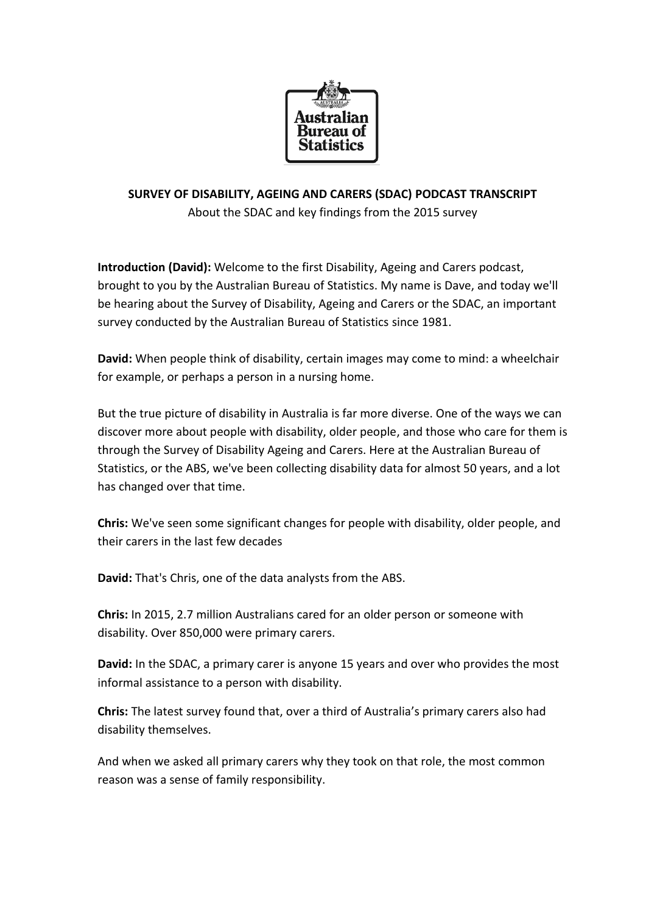**SURVEY OF DISABILITY, AGEING AND CARERS (SDAC) PODCAST TRANSCRIPT**

About the SDAC and key findings from the 2015 survey

**Introduction (David):** Welcome to the first Disability, Ageing and Carers podcast, brought to you by the Australian Bureau of Statistics. My name is Dave, and today we'll be hearing about the Survey of Disability, Ageing and Carers or the SDAC, an important survey conducted by the Australian Bureau of Statistics since 1981.

**David:** When people think of disability, certain images may come to mind: a wheelchair for example, or perhaps a person in a nursing home.

But the true picture of disability in Australia is far more diverse. One of the ways we can discover more about people with disability, older people, and those who care for them is through the Survey of Disability Ageing and Carers. Here at the Australian Bureau of Statistics, or the ABS, we've been collecting disability data for almost 50 years, and a lot has changed over that time.

**Chris:** We've seen some significant changes for people with disability, older people, and their carers in the last few decades

**David:** That's Chris, one of the data analysts from the ABS.

**Chris:** In 2015, 2.7 million Australians cared for an older person or someone with disability. Over 850,000 were primary carers.

**David:** In the SDAC, a primary carer is anyone 15 years and over who provides the most informal assistance to a person with disability.

**Chris:** The latest survey found that, over a third of Australia's primary carers also had disability themselves.

And when we asked all primary carers why they took on that role, the most common reason was a sense of family responsibility.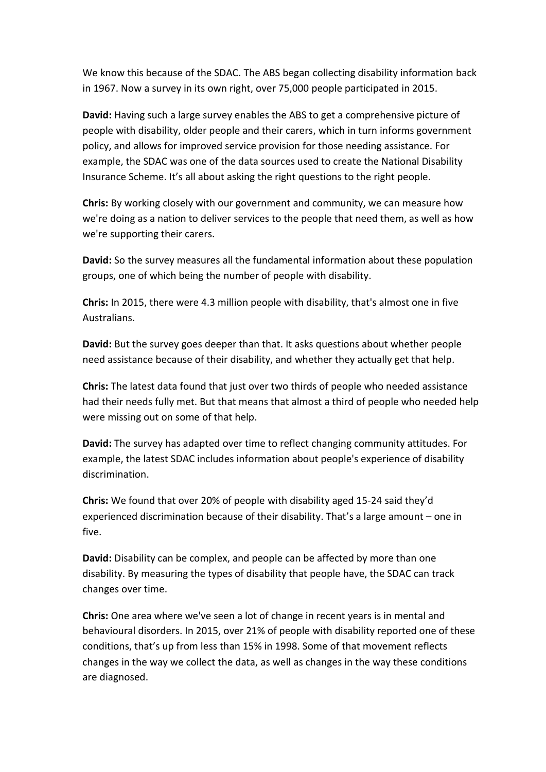We know this because of the SDAC. The ABS began collecting disability information back in 1967. Now a survey in its own right, over 75,000 people participated in 2015.

**David:** Having such a large survey enables the ABS to get a comprehensive picture of people with disability, older people and their carers, which in turn informs government policy, and allows for improved service provision for those needing assistance. For example, the SDAC was one of the data sources used to create the National Disability Insurance Scheme. It's all about asking the right questions to the right people.

**Chris:** By working closely with our government and community, we can measure how we're doing as a nation to deliver services to the people that need them, as well as how we're supporting their carers.

**David:** So the survey measures all the fundamental information about these population groups, one of which being the number of people with disability.

**Chris:** In 2015, there were 4.3 million people with disability, that's almost one in five Australians.

**David:** But the survey goes deeper than that. It asks questions about whether people need assistance because of their disability, and whether they actually get that help.

**Chris:** The latest data found that just over two thirds of people who needed assistance had their needs fully met. But that means that almost a third of people who needed help were missing out on some of that help.

**David:** The survey has adapted over time to reflect changing community attitudes. For example, the latest SDAC includes information about people's experience of disability discrimination.

**Chris:** We found that over 20% of people with disability aged 15-24 said they'd experienced discrimination because of their disability. That's a large amount – one in five.

**David:** Disability can be complex, and people can be affected by more than one disability. By measuring the types of disability that people have, the SDAC can track changes over time.

**Chris:** One area where we've seen a lot of change in recent years is in mental and behavioural disorders. In 2015, over 21% of people with disability reported one of these conditions, that's up from less than 15% in 1998. Some of that movement reflects changes in the way we collect the data, as well as changes in the way these conditions are diagnosed.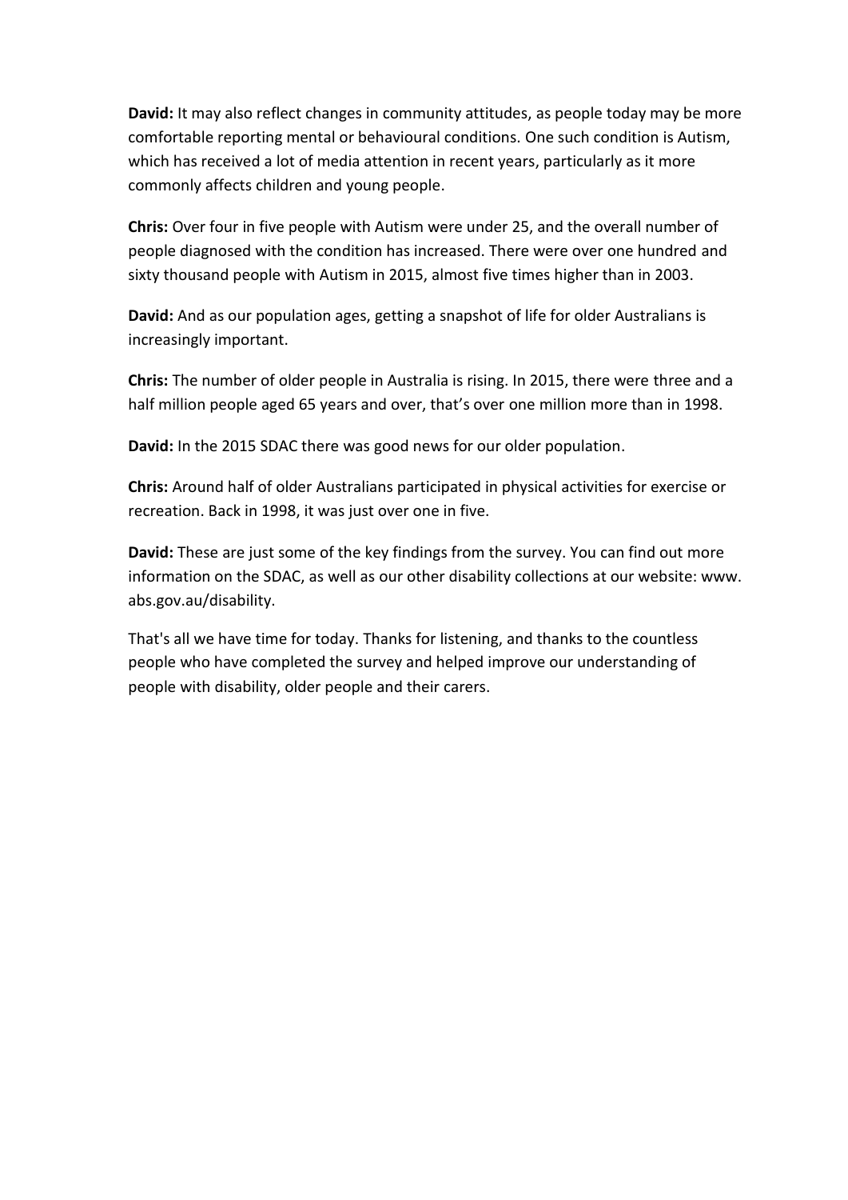**David:** It may also reflect changes in community attitudes, as people today may be more comfortable reporting mental or behavioural conditions. One such condition is Autism, which has received a lot of media attention in recent years, particularly as it more commonly affects children and young people.

**Chris:** Over four in five people with Autism were under 25, and the overall number of people diagnosed with the condition has increased. There were over one hundred and sixty thousand people with Autism in 2015, almost five times higher than in 2003.

**David:** And as our population ages, getting a snapshot of life for older Australians is increasingly important.

**Chris:** The number of older people in Australia is rising. In 2015, there were three and a half million people aged 65 years and over, that's over one million more than in 1998.

**David:** In the 2015 SDAC there was good news for our older population.

**Chris:** Around half of older Australians participated in physical activities for exercise or recreation. Back in 1998, it was just over one in five.

**David:** These are just some of the key findings from the survey. You can find out more information on the SDAC, as well as our other disability collections at our website: www.abs.gov.au/disability.

That's all we have time for today. Thanks for listening, and thanks to the countless people who have completed the survey and helped improve our understanding of people with disability, older people and their carers.